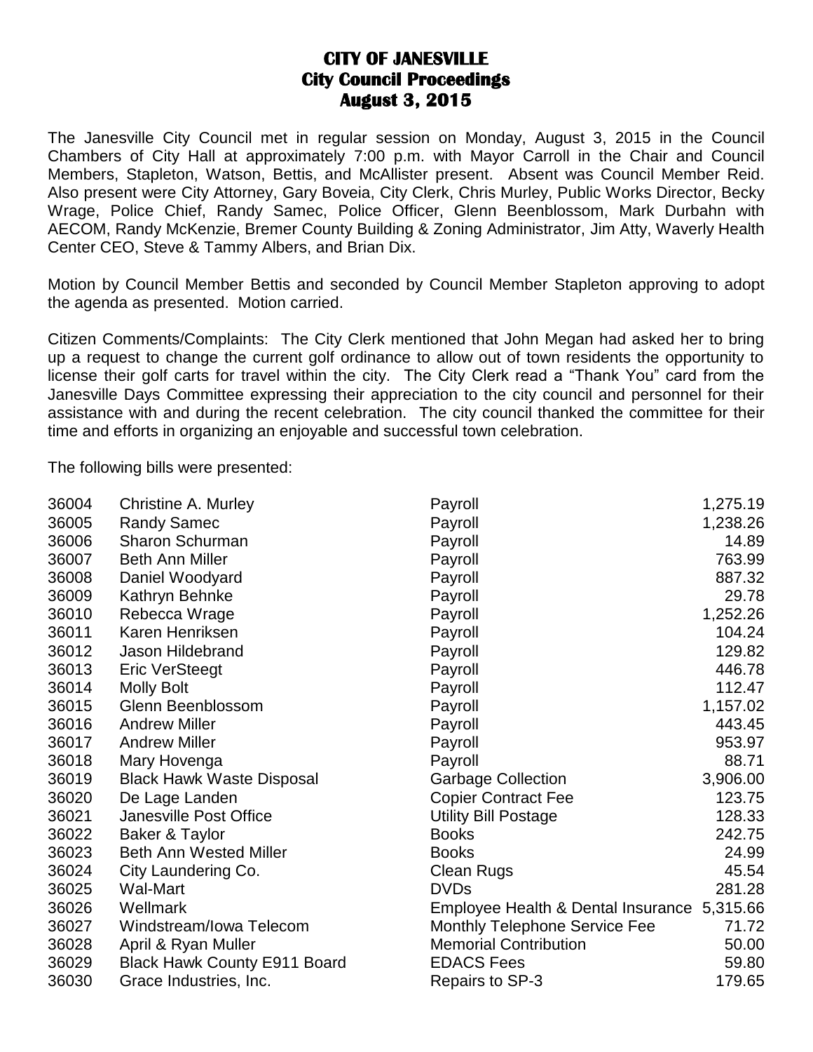# CITY OF JANESVILLE
## City Council Proceedings
## August 3, 2015

The Janesville City Council met in regular session on Monday, August 3, 2015 in the Council Chambers of City Hall at approximately 7:00 p.m. with Mayor Carroll in the Chair and Council Members, Stapleton, Watson, Bettis, and McAllister present. Absent was Council Member Reid. Also present were City Attorney, Gary Boveia, City Clerk, Chris Murley, Public Works Director, Becky Wrage, Police Chief, Randy Samec, Police Officer, Glenn Beenblossom, Mark Durbahn with AECOM, Randy McKenzie, Bremer County Building & Zoning Administrator, Jim Atty, Waverly Health Center CEO, Steve & Tammy Albers, and Brian Dix.

Motion by Council Member Bettis and seconded by Council Member Stapleton approving to adopt the agenda as presented. Motion carried.

Citizen Comments/Complaints: The City Clerk mentioned that John Megan had asked her to bring up a request to change the current golf ordinance to allow out of town residents the opportunity to license their golf carts for travel within the city. The City Clerk read a "Thank You" card from the Janesville Days Committee expressing their appreciation to the city council and personnel for their assistance with and during the recent celebration. The city council thanked the committee for their time and efforts in organizing an enjoyable and successful town celebration.

The following bills were presented:

| | | | |
|---|---|---|---|
| 36004 | Christine A. Murley | Payroll | 1,275.19 |
| 36005 | Randy Samec | Payroll | 1,238.26 |
| 36006 | Sharon Schurman | Payroll | 14.89 |
| 36007 | Beth Ann Miller | Payroll | 763.99 |
| 36008 | Daniel Woodyard | Payroll | 887.32 |
| 36009 | Kathryn Behnke | Payroll | 29.78 |
| 36010 | Rebecca Wrage | Payroll | 1,252.26 |
| 36011 | Karen Henriksen | Payroll | 104.24 |
| 36012 | Jason Hildebrand | Payroll | 129.82 |
| 36013 | Eric VerSteegt | Payroll | 446.78 |
| 36014 | Molly Bolt | Payroll | 112.47 |
| 36015 | Glenn Beenblossom | Payroll | 1,157.02 |
| 36016 | Andrew Miller | Payroll | 443.45 |
| 36017 | Andrew Miller | Payroll | 953.97 |
| 36018 | Mary Hovenga | Payroll | 88.71 |
| 36019 | Black Hawk Waste Disposal | Garbage Collection | 3,906.00 |
| 36020 | De Lage Landen | Copier Contract Fee | 123.75 |
| 36021 | Janesville Post Office | Utility Bill Postage | 128.33 |
| 36022 | Baker & Taylor | Books | 242.75 |
| 36023 | Beth Ann Wested Miller | Books | 24.99 |
| 36024 | City Laundering Co. | Clean Rugs | 45.54 |
| 36025 | Wal-Mart | DVDs | 281.28 |
| 36026 | Wellmark | Employee Health & Dental Insurance | 5,315.66 |
| 36027 | Windstream/Iowa Telecom | Monthly Telephone Service Fee | 71.72 |
| 36028 | April & Ryan Muller | Memorial Contribution | 50.00 |
| 36029 | Black Hawk County E911 Board | EDACS Fees | 59.80 |
| 36030 | Grace Industries, Inc. | Repairs to SP-3 | 179.65 |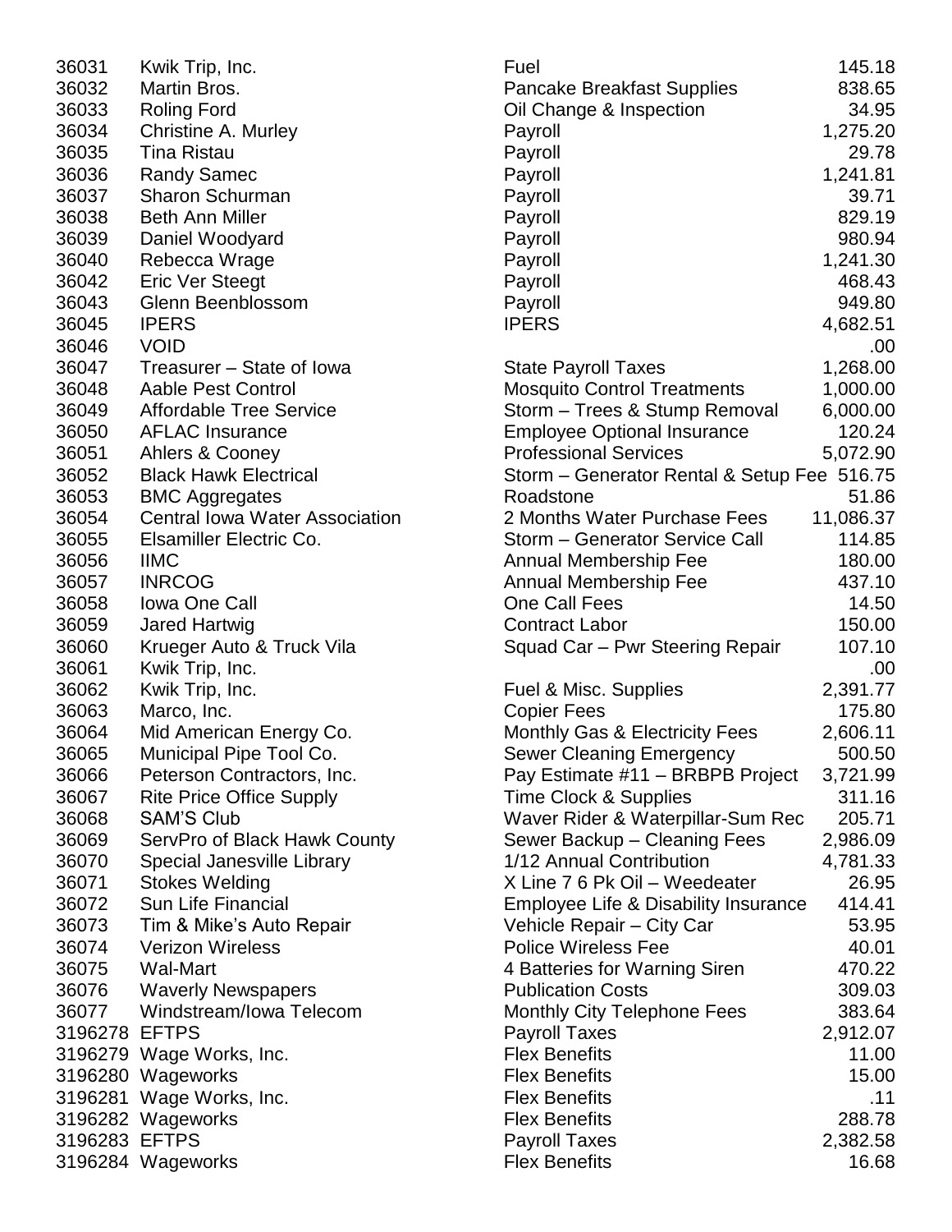| | | | |
|---|---|---|---|
| 36031 | Kwik Trip, Inc. | Fuel | 145.18 |
| 36032 | Martin Bros. | Pancake Breakfast Supplies | 838.65 |
| 36033 | Roling Ford | Oil Change & Inspection | 34.95 |
| 36034 | Christine A. Murley | Payroll | 1,275.20 |
| 36035 | Tina Ristau | Payroll | 29.78 |
| 36036 | Randy Samec | Payroll | 1,241.81 |
| 36037 | Sharon Schurman | Payroll | 39.71 |
| 36038 | Beth Ann Miller | Payroll | 829.19 |
| 36039 | Daniel Woodyard | Payroll | 980.94 |
| 36040 | Rebecca Wrage | Payroll | 1,241.30 |
| 36042 | Eric Ver Steegt | Payroll | 468.43 |
| 36043 | Glenn Beenblossom | Payroll | 949.80 |
| 36045 | IPERS | IPERS | 4,682.51 |
| 36046 | VOID | | .00 |
| 36047 | Treasurer – State of Iowa | State Payroll Taxes | 1,268.00 |
| 36048 | Aable Pest Control | Mosquito Control Treatments | 1,000.00 |
| 36049 | Affordable Tree Service | Storm – Trees & Stump Removal | 6,000.00 |
| 36050 | AFLAC Insurance | Employee Optional Insurance | 120.24 |
| 36051 | Ahlers & Cooney | Professional Services | 5,072.90 |
| 36052 | Black Hawk Electrical | Storm – Generator Rental & Setup Fee | 516.75 |
| 36053 | BMC Aggregates | Roadstone | 51.86 |
| 36054 | Central Iowa Water Association | 2 Months Water Purchase Fees | 11,086.37 |
| 36055 | Elsamiller Electric Co. | Storm – Generator Service Call | 114.85 |
| 36056 | IIMC | Annual Membership Fee | 180.00 |
| 36057 | INRCOG | Annual Membership Fee | 437.10 |
| 36058 | Iowa One Call | One Call Fees | 14.50 |
| 36059 | Jared Hartwig | Contract Labor | 150.00 |
| 36060 | Krueger Auto & Truck Vila | Squad Car – Pwr Steering Repair | 107.10 |
| 36061 | Kwik Trip, Inc. | | .00 |
| 36062 | Kwik Trip, Inc. | Fuel & Misc. Supplies | 2,391.77 |
| 36063 | Marco, Inc. | Copier Fees | 175.80 |
| 36064 | Mid American Energy Co. | Monthly Gas & Electricity Fees | 2,606.11 |
| 36065 | Municipal Pipe Tool Co. | Sewer Cleaning Emergency | 500.50 |
| 36066 | Peterson Contractors, Inc. | Pay Estimate #11 – BRBPB Project | 3,721.99 |
| 36067 | Rite Price Office Supply | Time Clock & Supplies | 311.16 |
| 36068 | SAM'S Club | Waver Rider & Waterpillar-Sum Rec | 205.71 |
| 36069 | ServPro of Black Hawk County | Sewer Backup – Cleaning Fees | 2,986.09 |
| 36070 | Special Janesville Library | 1/12 Annual Contribution | 4,781.33 |
| 36071 | Stokes Welding | X Line 7 6 Pk Oil – Weedeater | 26.95 |
| 36072 | Sun Life Financial | Employee Life & Disability Insurance | 414.41 |
| 36073 | Tim & Mike's Auto Repair | Vehicle Repair – City Car | 53.95 |
| 36074 | Verizon Wireless | Police Wireless Fee | 40.01 |
| 36075 | Wal-Mart | 4 Batteries for Warning Siren | 470.22 |
| 36076 | Waverly Newspapers | Publication Costs | 309.03 |
| 36077 | Windstream/Iowa Telecom | Monthly City Telephone Fees | 383.64 |
| 3196278 | EFTPS | Payroll Taxes | 2,912.07 |
| 3196279 | Wage Works, Inc. | Flex Benefits | 11.00 |
| 3196280 | Wageworks | Flex Benefits | 15.00 |
| 3196281 | Wage Works, Inc. | Flex Benefits | .11 |
| 3196282 | Wageworks | Flex Benefits | 288.78 |
| 3196283 | EFTPS | Payroll Taxes | 2,382.58 |
| 3196284 | Wageworks | Flex Benefits | 16.68 |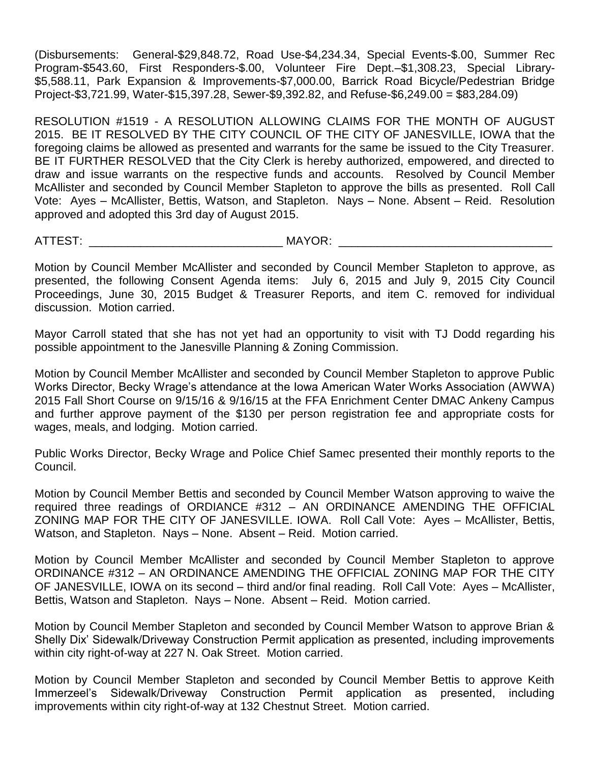(Disbursements: General-$29,848.72, Road Use-$4,234.34, Special Events-$.00, Summer Rec Program-$543.60, First Responders-$.00, Volunteer Fire Dept.–$1,308.23, Special Library-$5,588.11, Park Expansion & Improvements-$7,000.00, Barrick Road Bicycle/Pedestrian Bridge Project-$3,721.99, Water-$15,397.28, Sewer-$9,392.82, and Refuse-$6,249.00 = $83,284.09)

RESOLUTION #1519 - A RESOLUTION ALLOWING CLAIMS FOR THE MONTH OF AUGUST 2015. BE IT RESOLVED BY THE CITY COUNCIL OF THE CITY OF JANESVILLE, IOWA that the foregoing claims be allowed as presented and warrants for the same be issued to the City Treasurer. BE IT FURTHER RESOLVED that the City Clerk is hereby authorized, empowered, and directed to draw and issue warrants on the respective funds and accounts. Resolved by Council Member McAllister and seconded by Council Member Stapleton to approve the bills as presented. Roll Call Vote: Ayes – McAllister, Bettis, Watson, and Stapleton. Nays – None. Absent – Reid. Resolution approved and adopted this 3rd day of August 2015.

ATTEST: ______________________________ MAYOR: _________________________________

Motion by Council Member McAllister and seconded by Council Member Stapleton to approve, as presented, the following Consent Agenda items: July 6, 2015 and July 9, 2015 City Council Proceedings, June 30, 2015 Budget & Treasurer Reports, and item C. removed for individual discussion. Motion carried.

Mayor Carroll stated that she has not yet had an opportunity to visit with TJ Dodd regarding his possible appointment to the Janesville Planning & Zoning Commission.

Motion by Council Member McAllister and seconded by Council Member Stapleton to approve Public Works Director, Becky Wrage's attendance at the Iowa American Water Works Association (AWWA) 2015 Fall Short Course on 9/15/16 & 9/16/15 at the FFA Enrichment Center DMAC Ankeny Campus and further approve payment of the $130 per person registration fee and appropriate costs for wages, meals, and lodging. Motion carried.

Public Works Director, Becky Wrage and Police Chief Samec presented their monthly reports to the Council.

Motion by Council Member Bettis and seconded by Council Member Watson approving to waive the required three readings of ORDIANCE #312 – AN ORDINANCE AMENDING THE OFFICIAL ZONING MAP FOR THE CITY OF JANESVILLE. IOWA. Roll Call Vote: Ayes – McAllister, Bettis, Watson, and Stapleton. Nays – None. Absent – Reid. Motion carried.

Motion by Council Member McAllister and seconded by Council Member Stapleton to approve ORDINANCE #312 – AN ORDINANCE AMENDING THE OFFICIAL ZONING MAP FOR THE CITY OF JANESVILLE, IOWA on its second – third and/or final reading. Roll Call Vote: Ayes – McAllister, Bettis, Watson and Stapleton. Nays – None. Absent – Reid. Motion carried.

Motion by Council Member Stapleton and seconded by Council Member Watson to approve Brian & Shelly Dix' Sidewalk/Driveway Construction Permit application as presented, including improvements within city right-of-way at 227 N. Oak Street. Motion carried.

Motion by Council Member Stapleton and seconded by Council Member Bettis to approve Keith Immerzeel's Sidewalk/Driveway Construction Permit application as presented, including improvements within city right-of-way at 132 Chestnut Street. Motion carried.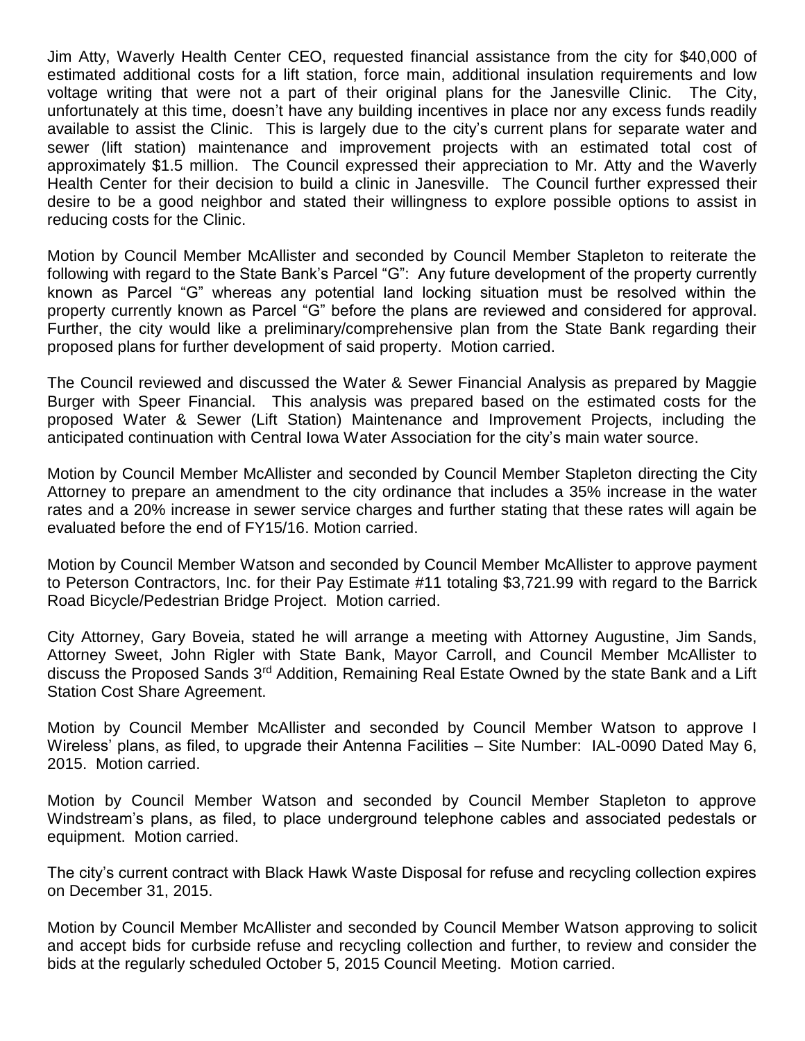Jim Atty, Waverly Health Center CEO, requested financial assistance from the city for $40,000 of estimated additional costs for a lift station, force main, additional insulation requirements and low voltage writing that were not a part of their original plans for the Janesville Clinic. The City, unfortunately at this time, doesn't have any building incentives in place nor any excess funds readily available to assist the Clinic. This is largely due to the city's current plans for separate water and sewer (lift station) maintenance and improvement projects with an estimated total cost of approximately $1.5 million. The Council expressed their appreciation to Mr. Atty and the Waverly Health Center for their decision to build a clinic in Janesville. The Council further expressed their desire to be a good neighbor and stated their willingness to explore possible options to assist in reducing costs for the Clinic.

Motion by Council Member McAllister and seconded by Council Member Stapleton to reiterate the following with regard to the State Bank's Parcel "G": Any future development of the property currently known as Parcel "G" whereas any potential land locking situation must be resolved within the property currently known as Parcel "G" before the plans are reviewed and considered for approval. Further, the city would like a preliminary/comprehensive plan from the State Bank regarding their proposed plans for further development of said property. Motion carried.

The Council reviewed and discussed the Water & Sewer Financial Analysis as prepared by Maggie Burger with Speer Financial. This analysis was prepared based on the estimated costs for the proposed Water & Sewer (Lift Station) Maintenance and Improvement Projects, including the anticipated continuation with Central Iowa Water Association for the city's main water source.

Motion by Council Member McAllister and seconded by Council Member Stapleton directing the City Attorney to prepare an amendment to the city ordinance that includes a 35% increase in the water rates and a 20% increase in sewer service charges and further stating that these rates will again be evaluated before the end of FY15/16. Motion carried.

Motion by Council Member Watson and seconded by Council Member McAllister to approve payment to Peterson Contractors, Inc. for their Pay Estimate #11 totaling $3,721.99 with regard to the Barrick Road Bicycle/Pedestrian Bridge Project. Motion carried.

City Attorney, Gary Boveia, stated he will arrange a meeting with Attorney Augustine, Jim Sands, Attorney Sweet, John Rigler with State Bank, Mayor Carroll, and Council Member McAllister to discuss the Proposed Sands 3rd Addition, Remaining Real Estate Owned by the state Bank and a Lift Station Cost Share Agreement.

Motion by Council Member McAllister and seconded by Council Member Watson to approve I Wireless' plans, as filed, to upgrade their Antenna Facilities – Site Number: IAL-0090 Dated May 6, 2015. Motion carried.

Motion by Council Member Watson and seconded by Council Member Stapleton to approve Windstream's plans, as filed, to place underground telephone cables and associated pedestals or equipment. Motion carried.

The city's current contract with Black Hawk Waste Disposal for refuse and recycling collection expires on December 31, 2015.

Motion by Council Member McAllister and seconded by Council Member Watson approving to solicit and accept bids for curbside refuse and recycling collection and further, to review and consider the bids at the regularly scheduled October 5, 2015 Council Meeting. Motion carried.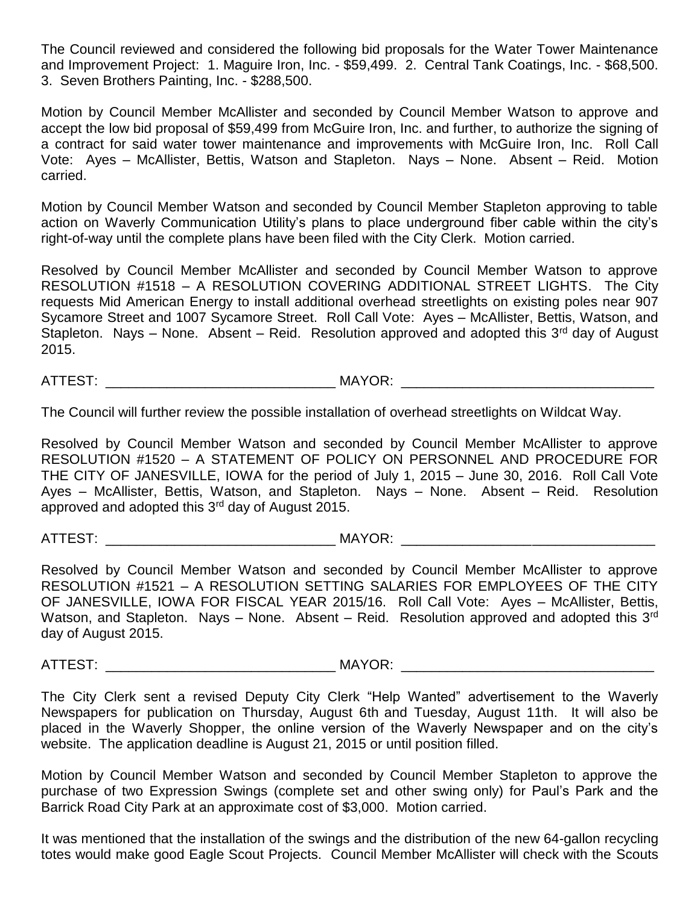The Council reviewed and considered the following bid proposals for the Water Tower Maintenance and Improvement Project: 1. Maguire Iron, Inc. - $59,499. 2. Central Tank Coatings, Inc. - $68,500. 3. Seven Brothers Painting, Inc. - $288,500.

Motion by Council Member McAllister and seconded by Council Member Watson to approve and accept the low bid proposal of $59,499 from McGuire Iron, Inc. and further, to authorize the signing of a contract for said water tower maintenance and improvements with McGuire Iron, Inc. Roll Call Vote: Ayes – McAllister, Bettis, Watson and Stapleton. Nays – None. Absent – Reid. Motion carried.

Motion by Council Member Watson and seconded by Council Member Stapleton approving to table action on Waverly Communication Utility's plans to place underground fiber cable within the city's right-of-way until the complete plans have been filed with the City Clerk. Motion carried.

Resolved by Council Member McAllister and seconded by Council Member Watson to approve RESOLUTION #1518 – A RESOLUTION COVERING ADDITIONAL STREET LIGHTS. The City requests Mid American Energy to install additional overhead streetlights on existing poles near 907 Sycamore Street and 1007 Sycamore Street. Roll Call Vote: Ayes – McAllister, Bettis, Watson, and Stapleton. Nays – None. Absent – Reid. Resolution approved and adopted this 3rd day of August 2015.

ATTEST: ______________________________ MAYOR: _________________________________

The Council will further review the possible installation of overhead streetlights on Wildcat Way.

Resolved by Council Member Watson and seconded by Council Member McAllister to approve RESOLUTION #1520 – A STATEMENT OF POLICY ON PERSONNEL AND PROCEDURE FOR THE CITY OF JANESVILLE, IOWA for the period of July 1, 2015 – June 30, 2016. Roll Call Vote Ayes – McAllister, Bettis, Watson, and Stapleton. Nays – None. Absent – Reid. Resolution approved and adopted this 3rd day of August 2015.

ATTEST: ______________________________ MAYOR: _________________________________

Resolved by Council Member Watson and seconded by Council Member McAllister to approve RESOLUTION #1521 – A RESOLUTION SETTING SALARIES FOR EMPLOYEES OF THE CITY OF JANESVILLE, IOWA FOR FISCAL YEAR 2015/16. Roll Call Vote: Ayes – McAllister, Bettis, Watson, and Stapleton. Nays – None. Absent – Reid. Resolution approved and adopted this 3rd day of August 2015.

ATTEST: ______________________________ MAYOR: _________________________________

The City Clerk sent a revised Deputy City Clerk "Help Wanted" advertisement to the Waverly Newspapers for publication on Thursday, August 6th and Tuesday, August 11th. It will also be placed in the Waverly Shopper, the online version of the Waverly Newspaper and on the city's website. The application deadline is August 21, 2015 or until position filled.

Motion by Council Member Watson and seconded by Council Member Stapleton to approve the purchase of two Expression Swings (complete set and other swing only) for Paul's Park and the Barrick Road City Park at an approximate cost of $3,000. Motion carried.

It was mentioned that the installation of the swings and the distribution of the new 64-gallon recycling totes would make good Eagle Scout Projects. Council Member McAllister will check with the Scouts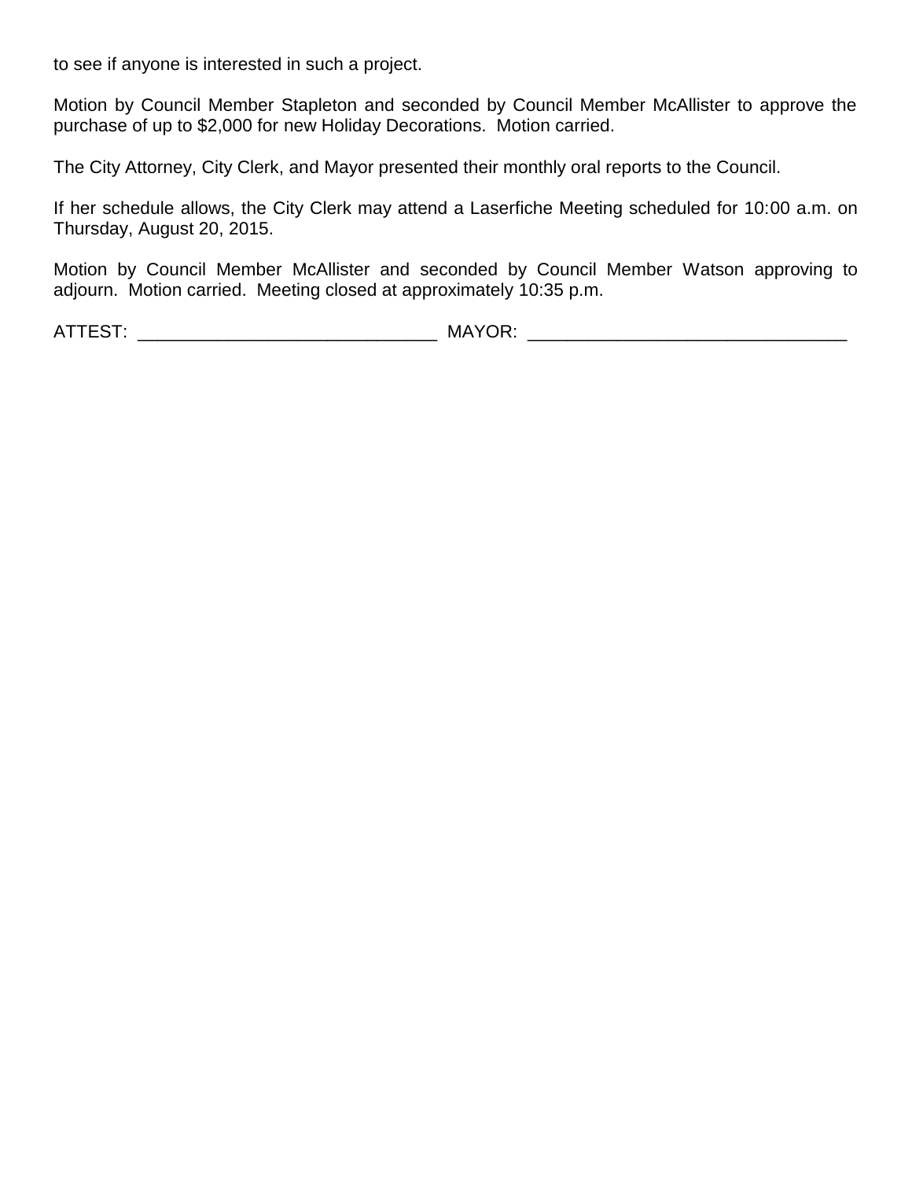to see if anyone is interested in such a project.

Motion by Council Member Stapleton and seconded by Council Member McAllister to approve the purchase of up to $2,000 for new Holiday Decorations. Motion carried.

The City Attorney, City Clerk, and Mayor presented their monthly oral reports to the Council.

If her schedule allows, the City Clerk may attend a Laserfiche Meeting scheduled for 10:00 a.m. on Thursday, August 20, 2015.

Motion by Council Member McAllister and seconded by Council Member Watson approving to adjourn. Motion carried. Meeting closed at approximately 10:35 p.m.

ATTEST: ______________________________ MAYOR: ________________________________